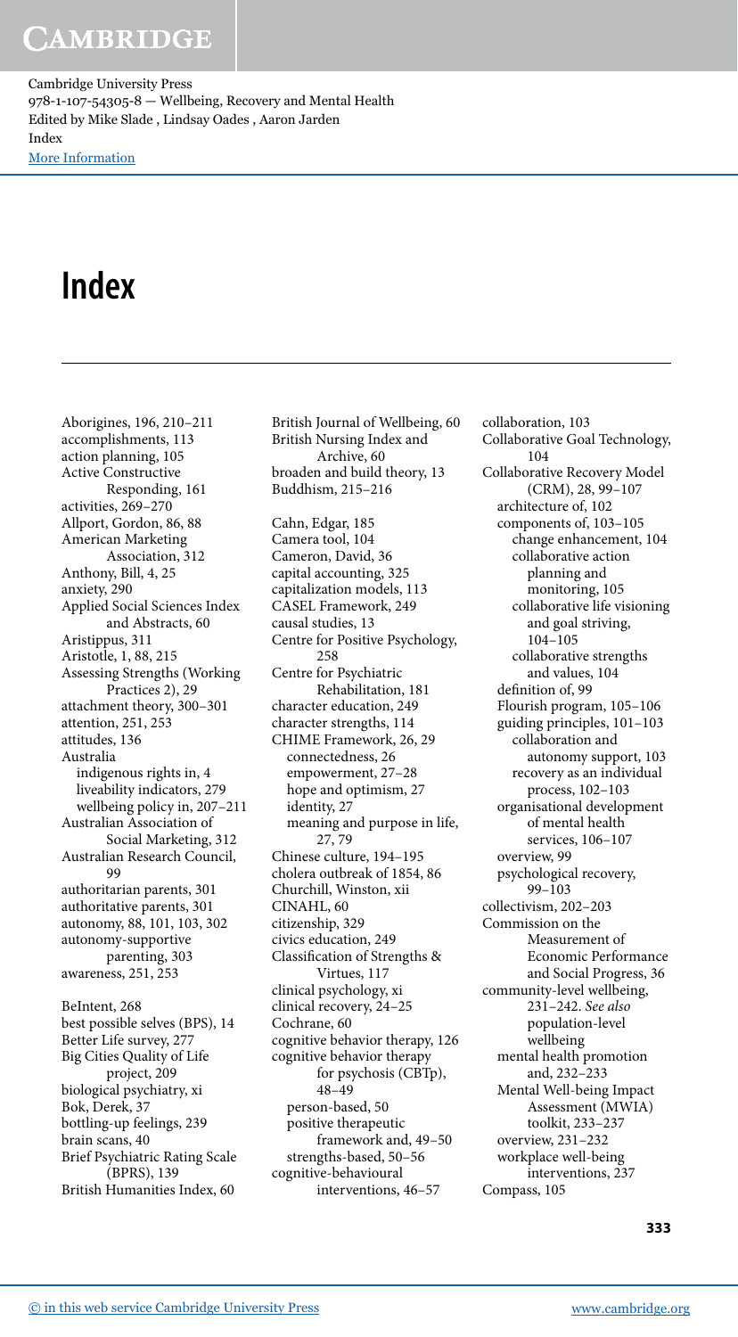# Index

Aborigines, 196, 210–211
accomplishments, 113
action planning, 105
Active Constructive Responding, 161
activities, 269–270
Allport, Gordon, 86, 88
American Marketing Association, 312
Anthony, Bill, 4, 25
anxiety, 290
Applied Social Sciences Index and Abstracts, 60
Aristippus, 311
Aristotle, 1, 88, 215
Assessing Strengths (Working Practices 2), 29
attachment theory, 300–301
attention, 251, 253
attitudes, 136
Australia
- indigenous rights in, 4
- liveability indicators, 279
- wellbeing policy in, 207–211

Australian Association of Social Marketing, 312
Australian Research Council, 99
authoritarian parents, 301
authoritative parents, 301
autonomy, 88, 101, 103, 302
autonomy-supportive parenting, 303
awareness, 251, 253

BeIntent, 268
best possible selves (BPS), 14
Better Life survey, 277
Big Cities Quality of Life project, 209
biological psychiatry, xi
Bok, Derek, 37
bottling-up feelings, 239
brain scans, 40
Brief Psychiatric Rating Scale (BPRS), 139
British Humanities Index, 60
British Journal of Wellbeing, 60
British Nursing Index and Archive, 60
broaden and build theory, 13
Buddhism, 215–216

Cahn, Edgar, 185
Camera tool, 104
Cameron, David, 36
capital accounting, 325
capitalization models, 113
CASEL Framework, 249
causal studies, 13
Centre for Positive Psychology, 258
Centre for Psychiatric Rehabilitation, 181
character education, 249
character strengths, 114
CHIME Framework, 26, 29
- connectedness, 26
- empowerment, 27–28
- hope and optimism, 27
- identity, 27
- meaning and purpose in life, 27, 79

Chinese culture, 194–195
cholera outbreak of 1854, 86
Churchill, Winston, xii
CINAHL, 60
citizenship, 329
civics education, 249
Classification of Strengths & Virtues, 117
clinical psychology, xi
clinical recovery, 24–25
Cochrane, 60
cognitive behavior therapy, 126
cognitive behavior therapy for psychosis (CBTp), 48–49
- person-based, 50
- positive therapeutic framework and, 49–50
- strengths-based, 50–56

cognitive-behavioural interventions, 46–57
collaboration, 103
Collaborative Goal Technology, 104
Collaborative Recovery Model (CRM), 28, 99–107
- architecture of, 102
- components of, 103–105
  - change enhancement, 104
  - collaborative action planning and monitoring, 105
  - collaborative life visioning and goal striving, 104–105
  - collaborative strengths and values, 104
- definition of, 99
- Flourish program, 105–106
- guiding principles, 101–103
  - collaboration and autonomy support, 103
  - recovery as an individual process, 102–103
- organisational development of mental health services, 106–107
- overview, 99
- psychological recovery, 99–103

collectivism, 202–203
Commission on the Measurement of Economic Performance and Social Progress, 36
community-level wellbeing, 231–242. *See also* population-level wellbeing
- mental health promotion and, 232–233
- Mental Well-being Impact Assessment (MWIA) toolkit, 233–237
- overview, 231–232
- workplace well-being interventions, 237

Compass, 105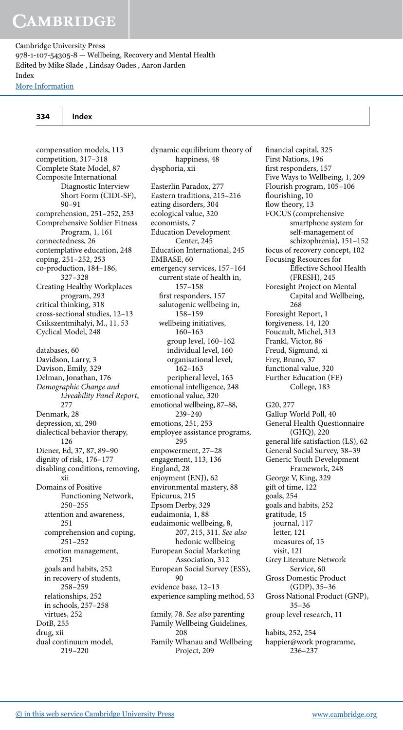compensation models, 113
competition, 317–318
Complete State Model, 87
Composite International Diagnostic Interview Short Form (CIDI-SF), 90–91
comprehension, 251–252, 253
Comprehensive Soldier Fitness Program, 1, 161
connectedness, 26
contemplative education, 248
coping, 251–252, 253
co-production, 184–186, 327–328
Creating Healthy Workplaces program, 293
critical thinking, 318
cross-sectional studies, 12–13
Csikszentmihalyi, M., 11, 53
Cyclical Model, 248

databases, 60
Davidson, Larry, 3
Davison, Emily, 329
Delman, Jonathan, 176
*Demographic Change and Liveability Panel Report*, 277
Denmark, 28
depression, xi, 290
dialectical behavior therapy, 126
Diener, Ed, 37, 87, 89–90
dignity of risk, 176–177
disabling conditions, removing, xii
Domains of Positive Functioning Network, 250–255
  attention and awareness, 251
  comprehension and coping, 251–252
  emotion management, 251
  goals and habits, 252
  in recovery of students, 258–259
  relationships, 252
  in schools, 257–258
  virtues, 252
DotB, 255
drug, xii
dual continuum model, 219–220
dynamic equilibrium theory of happiness, 48
dysphoria, xii

Easterlin Paradox, 277
Eastern traditions, 215–216
eating disorders, 304
ecological value, 320
economists, 7
Education Development Center, 245
Education International, 245
EMBASE, 60
emergency services, 157–164
  current state of health in, 157–158
  first responders, 157
  salutogenic wellbeing in, 158–159
  wellbeing initiatives, 160–163
    group level, 160–162
    individual level, 160
    organisational level, 162–163
    peripheral level, 163
emotional intelligence, 248
emotional value, 320
emotional wellbeing, 87–88, 239–240
emotions, 251, 253
employee assistance programs, 295
empowerment, 27–28
engagement, 113, 136
England, 28
enjoyment (ENJ), 62
environmental mastery, 88
Epicurus, 215
Epsom Derby, 329
eudaimonia, 1, 88
eudaimonic wellbeing, 8, 207, 215, 311. *See also* hedonic wellbeing
European Social Marketing Association, 312
European Social Survey (ESS), 90
evidence base, 12–13
experience sampling method, 53

family, 78. *See also* parenting
Family Wellbeing Guidelines, 208
Family Whanau and Wellbeing Project, 209
financial capital, 325
First Nations, 196
first responders, 157
Five Ways to Wellbeing, 1, 209
Flourish program, 105–106
flourishing, 10
flow theory, 13
FOCUS (comprehensive smartphone system for self-management of schizophrenia), 151–152
focus of recovery concept, 102
Focusing Resources for Effective School Health (FRESH), 245
Foresight Project on Mental Capital and Wellbeing, 268
Foresight Report, 1
forgiveness, 14, 120
Foucault, Michel, 313
Frankl, Victor, 86
Freud, Sigmund, xi
Frey, Bruno, 37
functional value, 320
Further Education (FE) College, 183

G20, 277
Gallup World Poll, 40
General Health Questionnaire (GHQ), 220
general life satisfaction (LS), 62
General Social Survey, 38–39
Generic Youth Development Framework, 248
George V, King, 329
gift of time, 122
goals, 254
goals and habits, 252
gratitude, 15
  journal, 117
  letter, 121
  measures of, 15
  visit, 121
Grey Literature Network Service, 60
Gross Domestic Product (GDP), 35–36
Gross National Product (GNP), 35–36
group level research, 11

habits, 252, 254
happier@work programme, 236–237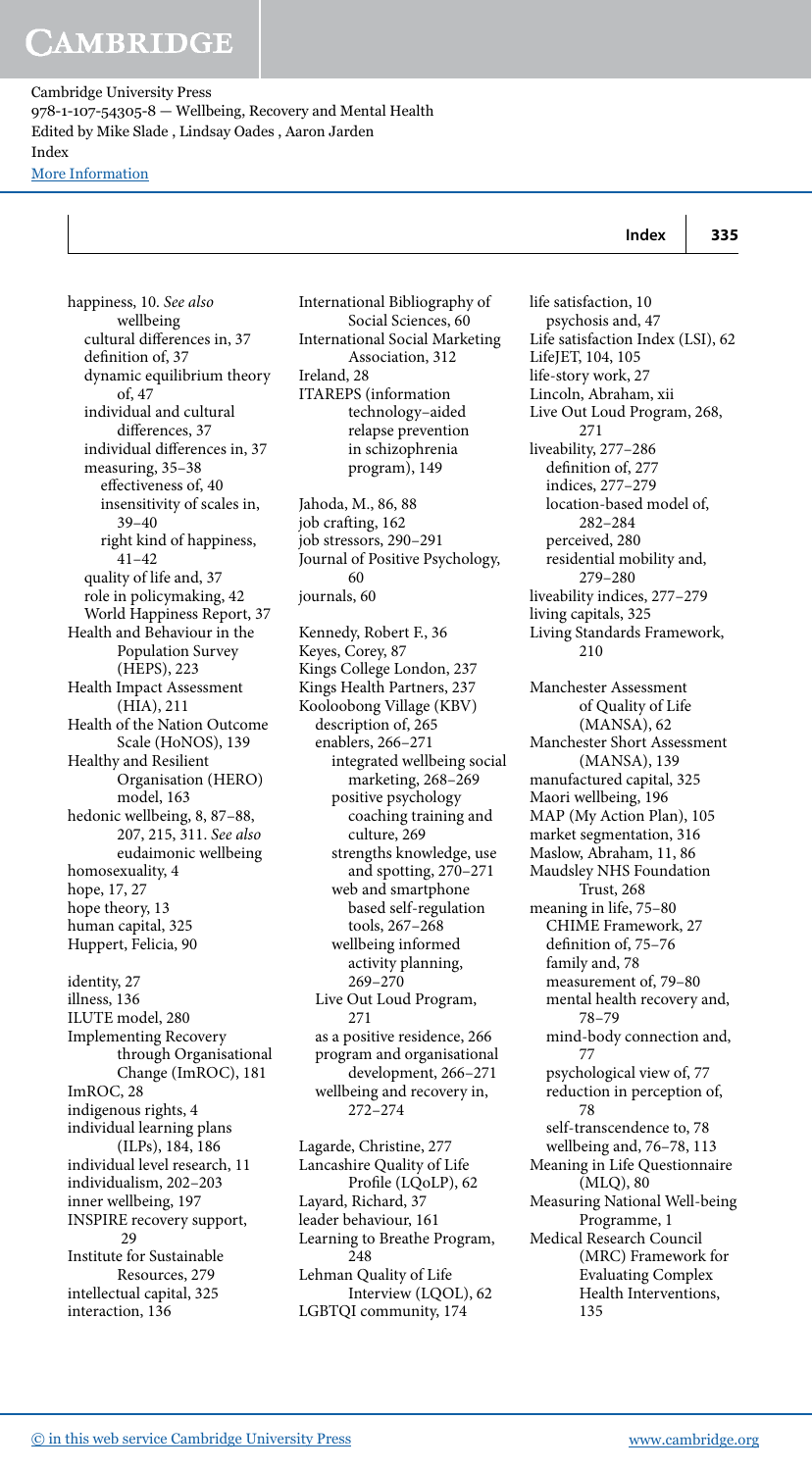happiness, 10. *See also* wellbeing
- cultural differences in, 37
- definition of, 37
- dynamic equilibrium theory of, 47
- individual and cultural differences, 37
- individual differences in, 37
- measuring, 35–38
  - effectiveness of, 40
  - insensitivity of scales in, 39–40
  - right kind of happiness, 41–42
- quality of life and, 37
- role in policymaking, 42
- World Happiness Report, 37

Health and Behaviour in the Population Survey (HEPS), 223
Health Impact Assessment (HIA), 211
Health of the Nation Outcome Scale (HoNOS), 139
Healthy and Resilient Organisation (HERO) model, 163
hedonic wellbeing, 8, 87–88, 207, 215, 311. *See also* eudaimonic wellbeing
homosexuality, 4
hope, 17, 27
hope theory, 13
human capital, 325
Huppert, Felicia, 90

identity, 27
illness, 136
ILUTE model, 280
Implementing Recovery through Organisational Change (ImROC), 181
ImROC, 28
indigenous rights, 4
individual learning plans (ILPs), 184, 186
individual level research, 11
individualism, 202–203
inner wellbeing, 197
INSPIRE recovery support, 29
Institute for Sustainable Resources, 279
intellectual capital, 325
interaction, 136
International Bibliography of Social Sciences, 60
International Social Marketing Association, 312
Ireland, 28
ITAREPS (information technology–aided relapse prevention in schizophrenia program), 149

Jahoda, M., 86, 88
job crafting, 162
job stressors, 290–291
Journal of Positive Psychology, 60
journals, 60

Kennedy, Robert F., 36
Keyes, Corey, 87
Kings College London, 237
Kings Health Partners, 237
Kooloobong Village (KBV)
- description of, 265
- enablers, 266–271
  - integrated wellbeing social marketing, 268–269
  - positive psychology coaching training and culture, 269
  - strengths knowledge, use and spotting, 270–271
  - web and smartphone based self-regulation tools, 267–268
  - wellbeing informed activity planning, 269–270
- Live Out Loud Program, 271
- as a positive residence, 266
- program and organisational development, 266–271
- wellbeing and recovery in, 272–274

Lagarde, Christine, 277
Lancashire Quality of Life Profile (LQoLP), 62
Layard, Richard, 37
leader behaviour, 161
Learning to Breathe Program, 248
Lehman Quality of Life Interview (LQOL), 62
LGBTQI community, 174
life satisfaction, 10
- psychosis and, 47

Life satisfaction Index (LSI), 62
LifeJET, 104, 105
life-story work, 27
Lincoln, Abraham, xii
Live Out Loud Program, 268, 271
liveability, 277–286
- definition of, 277
- indices, 277–279
- location-based model of, 282–284
- perceived, 280
- residential mobility and, 279–280

liveability indices, 277–279
living capitals, 325
Living Standards Framework, 210

Manchester Assessment of Quality of Life (MANSA), 62
Manchester Short Assessment (MANSA), 139
manufactured capital, 325
Maori wellbeing, 196
MAP (My Action Plan), 105
market segmentation, 316
Maslow, Abraham, 11, 86
Maudsley NHS Foundation Trust, 268
meaning in life, 75–80
- CHIME Framework, 27
- definition of, 75–76
- family and, 78
- measurement of, 79–80
- mental health recovery and, 78–79
- mind-body connection and, 77
- psychological view of, 77
- reduction in perception of, 78
- self-transcendence to, 78
- wellbeing and, 76–78, 113

Meaning in Life Questionnaire (MLQ), 80
Measuring National Well-being Programme, 1
Medical Research Council (MRC) Framework for Evaluating Complex Health Interventions, 135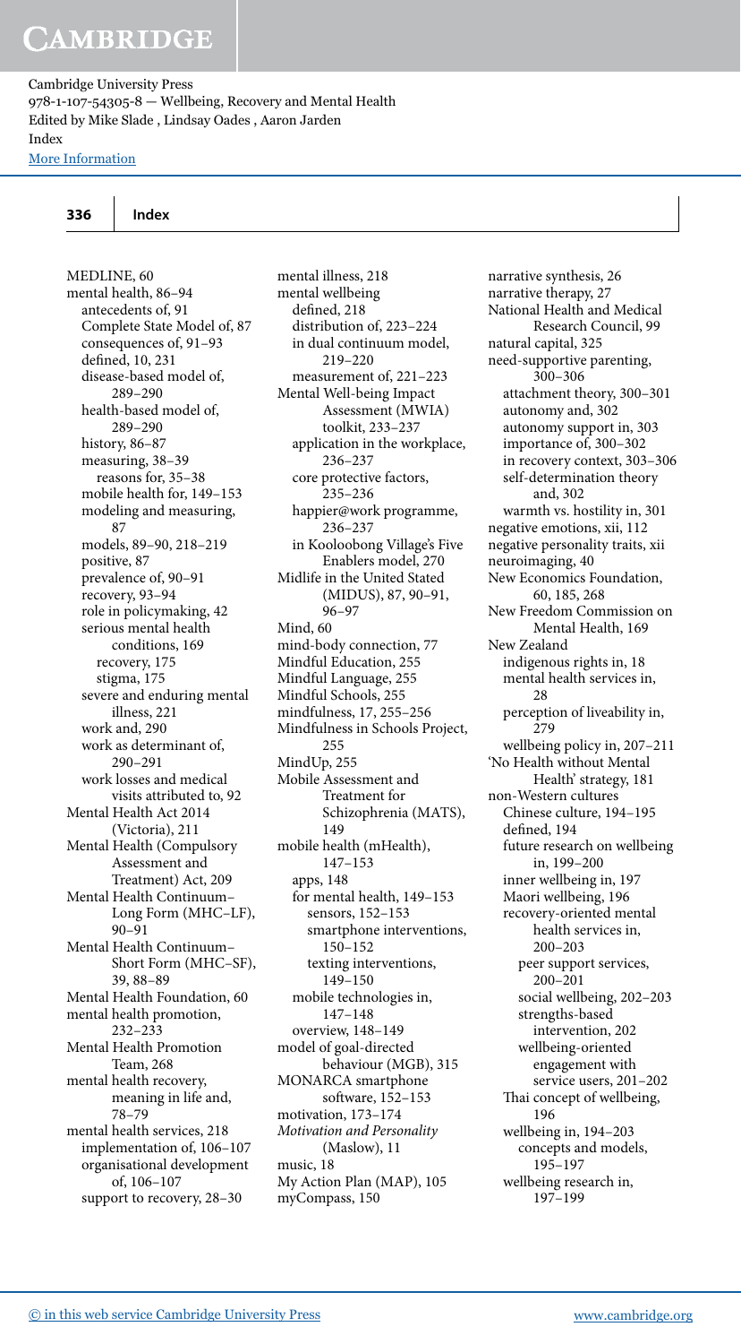MEDLINE, 60
mental health, 86–94
  antecedents of, 91
  Complete State Model of, 87
  consequences of, 91–93
  defined, 10, 231
  disease-based model of, 289–290
  health-based model of, 289–290
  history, 86–87
  measuring, 38–39
    reasons for, 35–38
  mobile health for, 149–153
  modeling and measuring, 87
  models, 89–90, 218–219
  positive, 87
  prevalence of, 90–91
  recovery, 93–94
  role in policymaking, 42
  serious mental health conditions, 169
    recovery, 175
    stigma, 175
  severe and enduring mental illness, 221
  work and, 290
  work as determinant of, 290–291
  work losses and medical visits attributed to, 92
Mental Health Act 2014 (Victoria), 211
Mental Health (Compulsory Assessment and Treatment) Act, 209
Mental Health Continuum–Long Form (MHC–LF), 90–91
Mental Health Continuum–Short Form (MHC–SF), 39, 88–89
Mental Health Foundation, 60
mental health promotion, 232–233
Mental Health Promotion Team, 268
mental health recovery, meaning in life and, 78–79
mental health services, 218
  implementation of, 106–107
  organisational development of, 106–107
  support to recovery, 28–30
mental illness, 218
mental wellbeing
  defined, 218
  distribution of, 223–224
  in dual continuum model, 219–220
  measurement of, 221–223
Mental Well-being Impact Assessment (MWIA) toolkit, 233–237
  application in the workplace, 236–237
  core protective factors, 235–236
  happier@work programme, 236–237
  in Kooloobong Village's Five Enablers model, 270
Midlife in the United Stated (MIDUS), 87, 90–91, 96–97
Mind, 60
mind-body connection, 77
Mindful Education, 255
Mindful Language, 255
Mindful Schools, 255
mindfulness, 17, 255–256
Mindfulness in Schools Project, 255
MindUp, 255
Mobile Assessment and Treatment for Schizophrenia (MATS), 149
mobile health (mHealth), 147–153
  apps, 148
  for mental health, 149–153
    sensors, 152–153
    smartphone interventions, 150–152
    texting interventions, 149–150
  mobile technologies in, 147–148
  overview, 148–149
model of goal-directed behaviour (MGB), 315
MONARCA smartphone software, 152–153
motivation, 173–174
*Motivation and Personality* (Maslow), 11
music, 18
My Action Plan (MAP), 105
myCompass, 150
narrative synthesis, 26
narrative therapy, 27
National Health and Medical Research Council, 99
natural capital, 325
need-supportive parenting, 300–306
  attachment theory, 300–301
  autonomy and, 302
  autonomy support in, 303
  importance of, 300–302
  in recovery context, 303–306
  self-determination theory and, 302
  warmth vs. hostility in, 301
negative emotions, xii, 112
negative personality traits, xii
neuroimaging, 40
New Economics Foundation, 60, 185, 268
New Freedom Commission on Mental Health, 169
New Zealand
  indigenous rights in, 18
  mental health services in, 28
  perception of liveability in, 279
  wellbeing policy in, 207–211
'No Health without Mental Health' strategy, 181
non-Western cultures
  Chinese culture, 194–195
  defined, 194
  future research on wellbeing in, 199–200
  inner wellbeing in, 197
  Maori wellbeing, 196
  recovery-oriented mental health services in, 200–203
    peer support services, 200–201
    social wellbeing, 202–203
    strengths-based intervention, 202
    wellbeing-oriented engagement with service users, 201–202
  Thai concept of wellbeing, 196
  wellbeing in, 194–203
    concepts and models, 195–197
  wellbeing research in, 197–199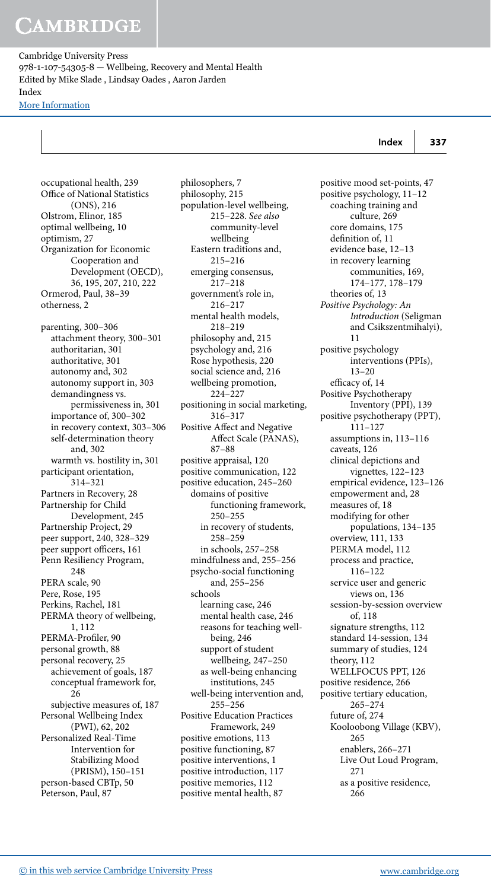occupational health, 239
Office of National Statistics (ONS), 216
Olstrom, Elinor, 185
optimal wellbeing, 10
optimism, 27
Organization for Economic Cooperation and Development (OECD), 36, 195, 207, 210, 222
Ormerod, Paul, 38–39
otherness, 2

parenting, 300–306
  attachment theory, 300–301
  authoritarian, 301
  authoritative, 301
  autonomy and, 302
  autonomy support in, 303
  demandingness vs. permissiveness in, 301
  importance of, 300–302
  in recovery context, 303–306
  self-determination theory and, 302
  warmth vs. hostility in, 301
participant orientation, 314–321
Partners in Recovery, 28
Partnership for Child Development, 245
Partnership Project, 29
peer support, 240, 328–329
peer support officers, 161
Penn Resiliency Program, 248
PERA scale, 90
Pere, Rose, 195
Perkins, Rachel, 181
PERMA theory of wellbeing, 1, 112
PERMA-Profiler, 90
personal growth, 88
personal recovery, 25
  achievement of goals, 187
  conceptual framework for, 26
  subjective measures of, 187
Personal Wellbeing Index (PWI), 62, 202
Personalized Real-Time Intervention for Stabilizing Mood (PRISM), 150–151
person-based CBTp, 50
Peterson, Paul, 87
philosophers, 7
philosophy, 215
population-level wellbeing, 215–228. *See also* community-level wellbeing
  Eastern traditions and, 215–216
  emerging consensus, 217–218
  government's role in, 216–217
  mental health models, 218–219
  philosophy and, 215
  psychology and, 216
  Rose hypothesis, 220
  social science and, 216
  wellbeing promotion, 224–227
positioning in social marketing, 316–317
Positive Affect and Negative Affect Scale (PANAS), 87–88
positive appraisal, 120
positive communication, 122
positive education, 245–260
  domains of positive functioning framework, 250–255
  in recovery of students, 258–259
  in schools, 257–258
  mindfulness and, 255–256
  psycho-social functioning and, 255–256
  schools
    learning case, 246
    mental health case, 246
    reasons for teaching well-being, 246
    support of student wellbeing, 247–250
    as well-being enhancing institutions, 245
  well-being intervention and, 255–256
Positive Education Practices Framework, 249
positive emotions, 113
positive functioning, 87
positive interventions, 1
positive introduction, 117
positive memories, 112
positive mental health, 87
positive mood set-points, 47
positive psychology, 11–12
  coaching training and culture, 269
  core domains, 175
  definition of, 11
  evidence base, 12–13
  in recovery learning communities, 169, 174–177, 178–179
  theories of, 13
*Positive Psychology: An Introduction* (Seligman and Csikszentmihalyi), 11
positive psychology interventions (PPIs), 13–20
  efficacy of, 14
Positive Psychotherapy Inventory (PPI), 139
positive psychotherapy (PPT), 111–127
  assumptions in, 113–116
  caveats, 126
  clinical depictions and vignettes, 122–123
  empirical evidence, 123–126
  empowerment and, 28
  measures of, 18
  modifying for other populations, 134–135
  overview, 111, 133
  PERMA model, 112
  process and practice, 116–122
  service user and generic views on, 136
  session-by-session overview of, 118
  signature strengths, 112
  standard 14-session, 134
  summary of studies, 124
  theory, 112
  WELLFOCUS PPT, 126
positive residence, 266
positive tertiary education, 265–274
  future of, 274
  Kooloobong Village (KBV), 265
    enablers, 266–271
    Live Out Loud Program, 271
    as a positive residence, 266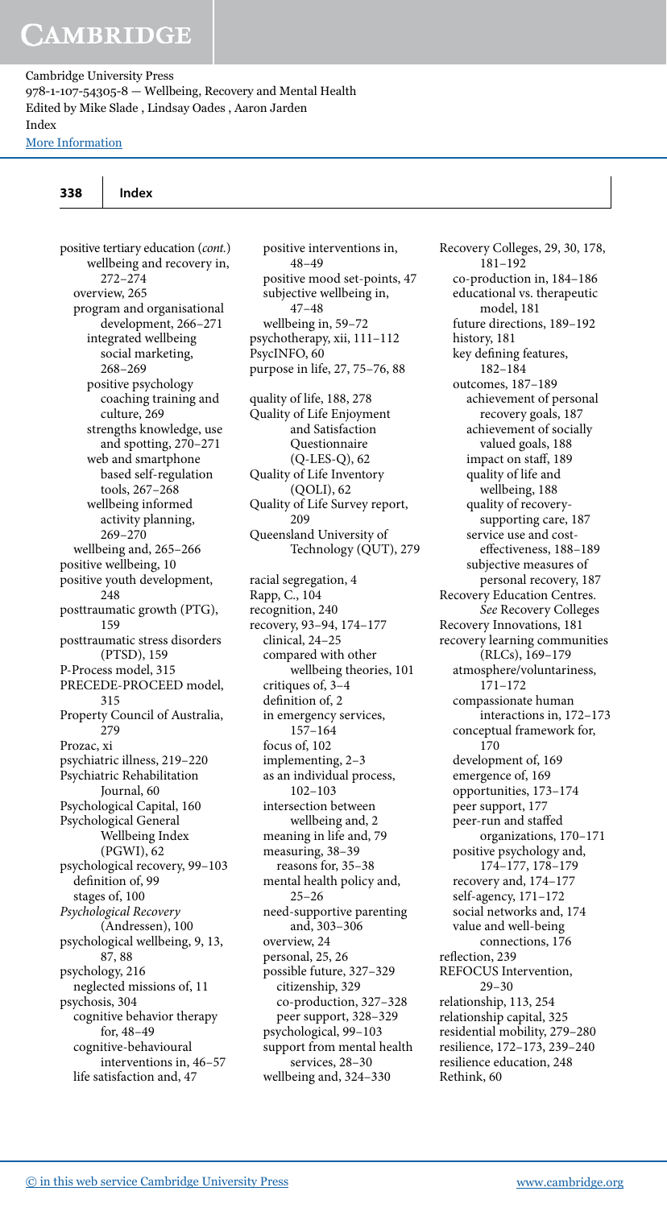positive tertiary education (*cont.*)
  wellbeing and recovery in, 272–274
  overview, 265
  program and organisational development, 266–271
    integrated wellbeing social marketing, 268–269
    positive psychology coaching training and culture, 269
    strengths knowledge, use and spotting, 270–271
    web and smartphone based self-regulation tools, 267–268
    wellbeing informed activity planning, 269–270
  wellbeing and, 265–266
positive wellbeing, 10
positive youth development, 248
posttraumatic growth (PTG), 159
posttraumatic stress disorders (PTSD), 159
P-Process model, 315
PRECEDE-PROCEED model, 315
Property Council of Australia, 279
Prozac, xi
psychiatric illness, 219–220
Psychiatric Rehabilitation Journal, 60
Psychological Capital, 160
Psychological General Wellbeing Index (PGWI), 62
psychological recovery, 99–103
  definition of, 99
  stages of, 100
*Psychological Recovery* (Andressen), 100
psychological wellbeing, 9, 13, 87, 88
psychology, 216
  neglected missions of, 11
psychosis, 304
  cognitive behavior therapy for, 48–49
  cognitive-behavioural interventions in, 46–57
  life satisfaction and, 47
  positive interventions in, 48–49
  positive mood set-points, 47
  subjective wellbeing in, 47–48
  wellbeing in, 59–72
psychotherapy, xii, 111–112
PsycINFO, 60
purpose in life, 27, 75–76, 88

quality of life, 188, 278
Quality of Life Enjoyment and Satisfaction Questionnaire (Q-LES-Q), 62
Quality of Life Inventory (QOLI), 62
Quality of Life Survey report, 209
Queensland University of Technology (QUT), 279

racial segregation, 4
Rapp, C., 104
recognition, 240
recovery, 93–94, 174–177
  clinical, 24–25
  compared with other wellbeing theories, 101
  critiques of, 3–4
  definition of, 2
  in emergency services, 157–164
  focus of, 102
  implementing, 2–3
  as an individual process, 102–103
  intersection between wellbeing and, 2
  meaning in life and, 79
  measuring, 38–39
    reasons for, 35–38
  mental health policy and, 25–26
  need-supportive parenting and, 303–306
  overview, 24
  personal, 25, 26
  possible future, 327–329
    citizenship, 329
    co-production, 327–328
    peer support, 328–329
  psychological, 99–103
  support from mental health services, 28–30
  wellbeing and, 324–330
Recovery Colleges, 29, 30, 178, 181–192
  co-production in, 184–186
  educational vs. therapeutic model, 181
  future directions, 189–192
  history, 181
  key defining features, 182–184
  outcomes, 187–189
    achievement of personal recovery goals, 187
    achievement of socially valued goals, 188
    impact on staff, 189
    quality of life and wellbeing, 188
    quality of recovery-supporting care, 187
    service use and cost-effectiveness, 188–189
    subjective measures of personal recovery, 187
Recovery Education Centres. *See* Recovery Colleges
Recovery Innovations, 181
recovery learning communities (RLCs), 169–179
  atmosphere/voluntariness, 171–172
  compassionate human interactions in, 172–173
  conceptual framework for, 170
  development of, 169
  emergence of, 169
  opportunities, 173–174
  peer support, 177
  peer-run and staffed organizations, 170–171
  positive psychology and, 174–177, 178–179
  recovery and, 174–177
  self-agency, 171–172
  social networks and, 174
  value and well-being connections, 176
reflection, 239
REFOCUS Intervention, 29–30
relationship, 113, 254
relationship capital, 325
residential mobility, 279–280
resilience, 172–173, 239–240
resilience education, 248
Rethink, 60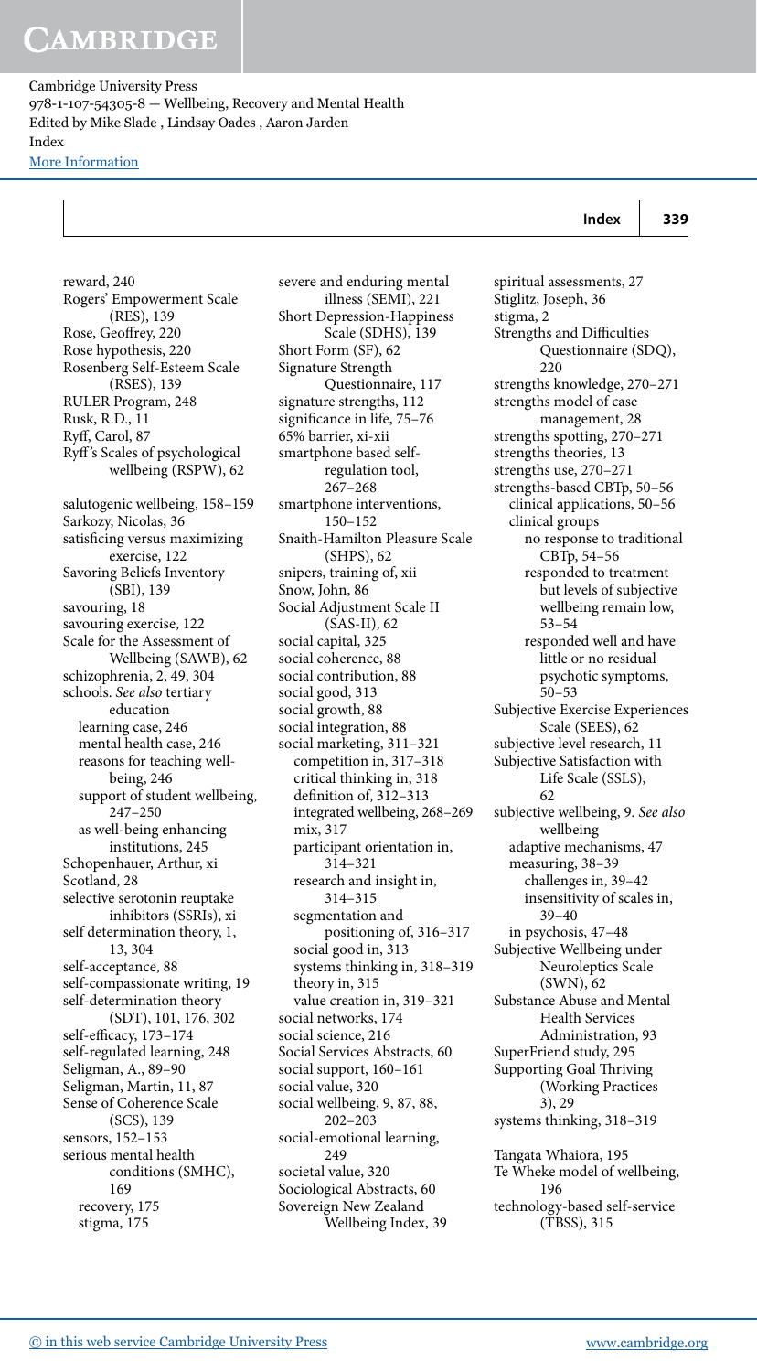reward, 240
Rogers' Empowerment Scale (RES), 139
Rose, Geoffrey, 220
Rose hypothesis, 220
Rosenberg Self-Esteem Scale (RSES), 139
RULER Program, 248
Rusk, R.D., 11
Ryff, Carol, 87
Ryff's Scales of psychological wellbeing (RSPW), 62

salutogenic wellbeing, 158–159
Sarkozy, Nicolas, 36
satisficing versus maximizing exercise, 122
Savoring Beliefs Inventory (SBI), 139
savouring, 18
savouring exercise, 122
Scale for the Assessment of Wellbeing (SAWB), 62
schizophrenia, 2, 49, 304
schools. *See also* tertiary education
  learning case, 246
  mental health case, 246
  reasons for teaching well-being, 246
  support of student wellbeing, 247–250
  as well-being enhancing institutions, 245
Schopenhauer, Arthur, xi
Scotland, 28
selective serotonin reuptake inhibitors (SSRIs), xi
self determination theory, 1, 13, 304
self-acceptance, 88
self-compassionate writing, 19
self-determination theory (SDT), 101, 176, 302
self-efficacy, 173–174
self-regulated learning, 248
Seligman, A., 89–90
Seligman, Martin, 11, 87
Sense of Coherence Scale (SCS), 139
sensors, 152–153
serious mental health conditions (SMHC), 169
  recovery, 175
  stigma, 175
severe and enduring mental illness (SEMI), 221
Short Depression-Happiness Scale (SDHS), 139
Short Form (SF), 62
Signature Strength Questionnaire, 117
signature strengths, 112
significance in life, 75–76
65% barrier, xi-xii
smartphone based self-regulation tool, 267–268
smartphone interventions, 150–152
Snaith-Hamilton Pleasure Scale (SHPS), 62
snipers, training of, xii
Snow, John, 86
Social Adjustment Scale II (SAS-II), 62
social capital, 325
social coherence, 88
social contribution, 88
social good, 313
social growth, 88
social integration, 88
social marketing, 311–321
  competition in, 317–318
  critical thinking in, 318
  definition of, 312–313
  integrated wellbeing, 268–269
  mix, 317
  participant orientation in, 314–321
  research and insight in, 314–315
  segmentation and positioning of, 316–317
  social good in, 313
  systems thinking in, 318–319
  theory in, 315
  value creation in, 319–321
social networks, 174
social science, 216
Social Services Abstracts, 60
social support, 160–161
social value, 320
social wellbeing, 9, 87, 88, 202–203
social-emotional learning, 249
societal value, 320
Sociological Abstracts, 60
Sovereign New Zealand Wellbeing Index, 39
spiritual assessments, 27
Stiglitz, Joseph, 36
stigma, 2
Strengths and Difficulties Questionnaire (SDQ), 220
strengths knowledge, 270–271
strengths model of case management, 28
strengths spotting, 270–271
strengths theories, 13
strengths use, 270–271
strengths-based CBTp, 50–56
  clinical applications, 50–56
  clinical groups
    no response to traditional CBTp, 54–56
    responded to treatment but levels of subjective wellbeing remain low, 53–54
    responded well and have little or no residual psychotic symptoms, 50–53
Subjective Exercise Experiences Scale (SEES), 62
subjective level research, 11
Subjective Satisfaction with Life Scale (SSLS), 62
subjective wellbeing, 9. *See also* wellbeing
  adaptive mechanisms, 47
  measuring, 38–39
    challenges in, 39–42
    insensitivity of scales in, 39–40
  in psychosis, 47–48
Subjective Wellbeing under Neuroleptics Scale (SWN), 62
Substance Abuse and Mental Health Services Administration, 93
SuperFriend study, 295
Supporting Goal Thriving (Working Practices 3), 29
systems thinking, 318–319

Tangata Whaiora, 195
Te Wheke model of wellbeing, 196
technology-based self-service (TBSS), 315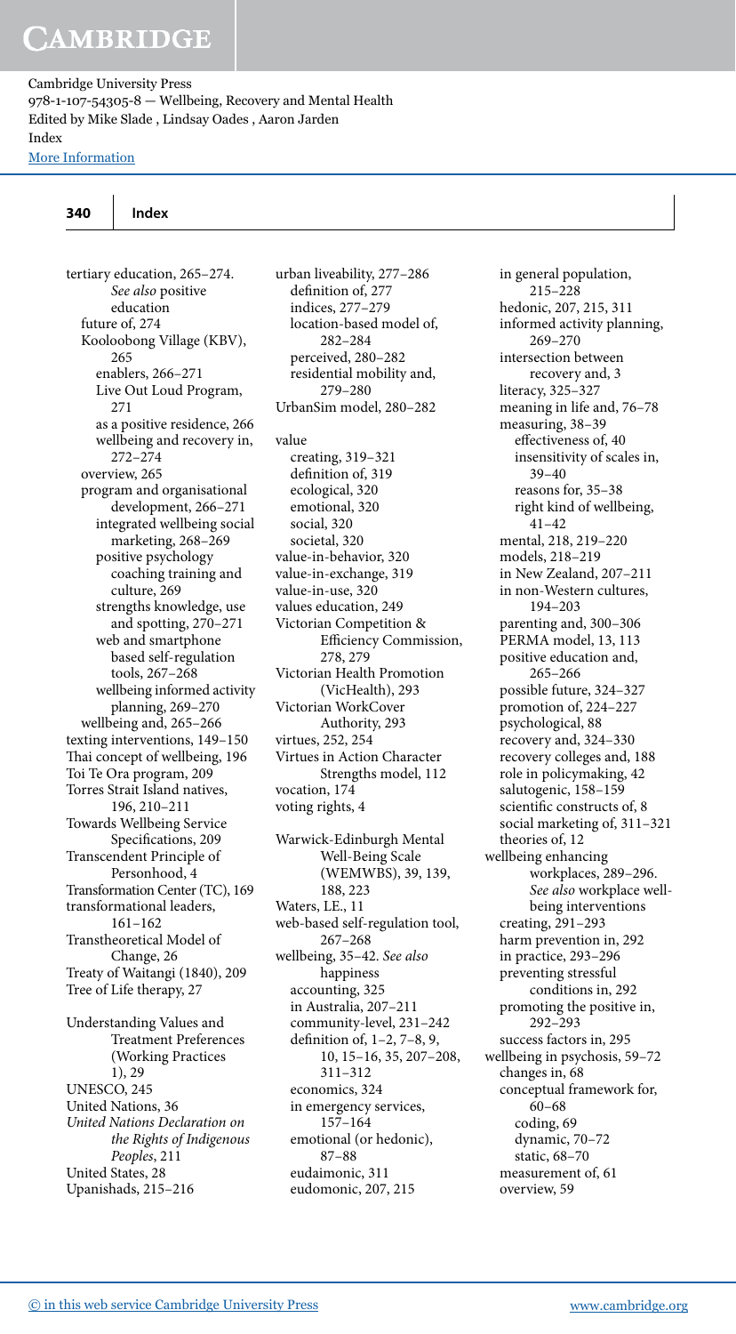tertiary education, 265–274. *See also* positive education
- future of, 274
- Kooloobong Village (KBV), 265
  - enablers, 266–271
  - Live Out Loud Program, 271
  - as a positive residence, 266
  - wellbeing and recovery in, 272–274
- overview, 265
- program and organisational development, 266–271
  - integrated wellbeing social marketing, 268–269
  - positive psychology coaching training and culture, 269
  - strengths knowledge, use and spotting, 270–271
  - web and smartphone based self-regulation tools, 267–268
  - wellbeing informed activity planning, 269–270
- wellbeing and, 265–266

texting interventions, 149–150

Thai concept of wellbeing, 196

Toi Te Ora program, 209

Torres Strait Island natives, 196, 210–211

Towards Wellbeing Service Specifications, 209

Transcendent Principle of Personhood, 4

Transformation Center (TC), 169

transformational leaders, 161–162

Transtheoretical Model of Change, 26

Treaty of Waitangi (1840), 209

Tree of Life therapy, 27

Understanding Values and Treatment Preferences (Working Practices 1), 29

UNESCO, 245

United Nations, 36

*United Nations Declaration on the Rights of Indigenous Peoples*, 211

United States, 28

Upanishads, 215–216

urban liveability, 277–286
- definition of, 277
- indices, 277–279
- location-based model of, 282–284
- perceived, 280–282
- residential mobility and, 279–280

UrbanSim model, 280–282

value
- creating, 319–321
- definition of, 319
- ecological, 320
- emotional, 320
- social, 320
- societal, 320

value-in-behavior, 320

value-in-exchange, 319

value-in-use, 320

values education, 249

Victorian Competition & Efficiency Commission, 278, 279

Victorian Health Promotion (VicHealth), 293

Victorian WorkCover Authority, 293

virtues, 252, 254

Virtues in Action Character Strengths model, 112

vocation, 174

voting rights, 4

Warwick-Edinburgh Mental Well-Being Scale (WEMWBS), 39, 139, 188, 223

Waters, L.E., 11

web-based self-regulation tool, 267–268

wellbeing, 35–42. *See also* happiness
- accounting, 325
- in Australia, 207–211
- community-level, 231–242
- definition of, 1–2, 7–8, 9, 10, 15–16, 35, 207–208, 311–312
- economics, 324
- in emergency services, 157–164
- emotional (or hedonic), 87–88
- eudaimonic, 311
- eudomonic, 207, 215
- in general population, 215–228
- hedonic, 207, 215, 311
- informed activity planning, 269–270
- intersection between recovery and, 3
- literacy, 325–327
- meaning in life and, 76–78
- measuring, 38–39
  - effectiveness of, 40
  - insensitivity of scales in, 39–40
  - reasons for, 35–38
  - right kind of wellbeing, 41–42
- mental, 218, 219–220
- models, 218–219
- in New Zealand, 207–211
- in non-Western cultures, 194–203
- parenting and, 300–306
- PERMA model, 13, 113
- positive education and, 265–266
- possible future, 324–327
- promotion of, 224–227
- psychological, 88
- recovery and, 324–330
- recovery colleges and, 188
- role in policymaking, 42
- salutogenic, 158–159
- scientific constructs of, 8
- social marketing of, 311–321
- theories of, 12

wellbeing enhancing workplaces, 289–296. *See also* workplace wellbeing interventions
- creating, 291–293
- harm prevention in, 292
- in practice, 293–296
- preventing stressful conditions in, 292
- promoting the positive in, 292–293
- success factors in, 295

wellbeing in psychosis, 59–72
- changes in, 68
- conceptual framework for, 60–68
  - coding, 69
  - dynamic, 70–72
  - static, 68–70
- measurement of, 61
- overview, 59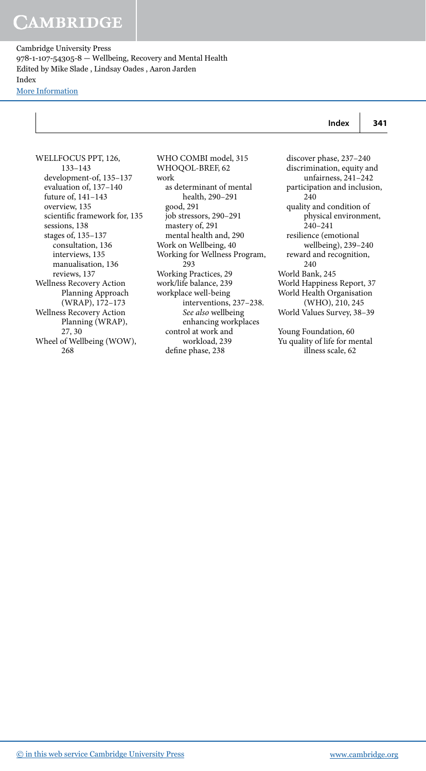WELLFOCUS PPT, 126, 133–143
  development-of, 135–137
  evaluation of, 137–140
  future of, 141–143
  overview, 135
  scientific framework for, 135
  sessions, 138
  stages of, 135–137
    consultation, 136
    interviews, 135
    manualisation, 136
    reviews, 137
Wellness Recovery Action Planning Approach (WRAP), 172–173
Wellness Recovery Action Planning (WRAP), 27, 30
Wheel of Wellbeing (WOW), 268
WHO COMBI model, 315
WHOQOL-BREF, 62
work
  as determinant of mental health, 290–291
  good, 291
  job stressors, 290–291
  mastery of, 291
  mental health and, 290
Work on Wellbeing, 40
Working for Wellness Program, 293
Working Practices, 29
work/life balance, 239
workplace well-being interventions, 237–238. *See also* wellbeing enhancing workplaces
  control at work and workload, 239
  define phase, 238
  discover phase, 237–240
  discrimination, equity and unfairness, 241–242
  participation and inclusion, 240
  quality and condition of physical environment, 240–241
  resilience (emotional wellbeing), 239–240
  reward and recognition, 240
World Bank, 245
World Happiness Report, 37
World Health Organisation (WHO), 210, 245
World Values Survey, 38–39

Young Foundation, 60
Yu quality of life for mental illness scale, 62